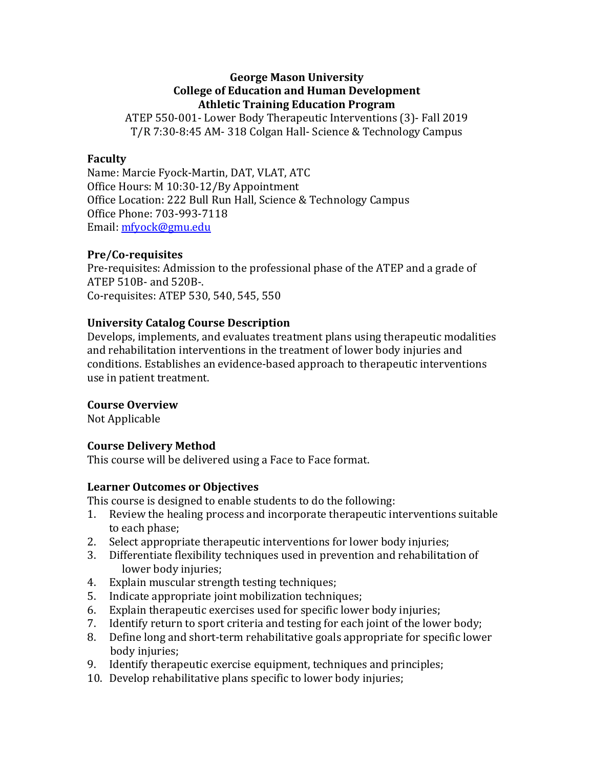**George Mason University**
**College of Education and Human Development**
**Athletic Training Education Program**

ATEP 550-001- Lower Body Therapeutic Interventions (3)- Fall 2019
T/R 7:30-8:45 AM- 318 Colgan Hall- Science & Technology Campus

## Faculty

Name: Marcie Fyock-Martin, DAT, VLAT, ATC
Office Hours: M 10:30-12/By Appointment
Office Location: 222 Bull Run Hall, Science & Technology Campus
Office Phone: 703-993-7118
Email: mfyock@gmu.edu

## Pre/Co-requisites

Pre-requisites: Admission to the professional phase of the ATEP and a grade of ATEP 510B- and 520B-.
Co-requisites: ATEP 530, 540, 545, 550

## University Catalog Course Description

Develops, implements, and evaluates treatment plans using therapeutic modalities and rehabilitation interventions in the treatment of lower body injuries and conditions. Establishes an evidence-based approach to therapeutic interventions use in patient treatment.

## Course Overview

Not Applicable

## Course Delivery Method

This course will be delivered using a Face to Face format.

## Learner Outcomes or Objectives

This course is designed to enable students to do the following:

1. Review the healing process and incorporate therapeutic interventions suitable to each phase;
2. Select appropriate therapeutic interventions for lower body injuries;
3. Differentiate flexibility techniques used in prevention and rehabilitation of lower body injuries;
4. Explain muscular strength testing techniques;
5. Indicate appropriate joint mobilization techniques;
6. Explain therapeutic exercises used for specific lower body injuries;
7. Identify return to sport criteria and testing for each joint of the lower body;
8. Define long and short-term rehabilitative goals appropriate for specific lower body injuries;
9. Identify therapeutic exercise equipment, techniques and principles;
10. Develop rehabilitative plans specific to lower body injuries;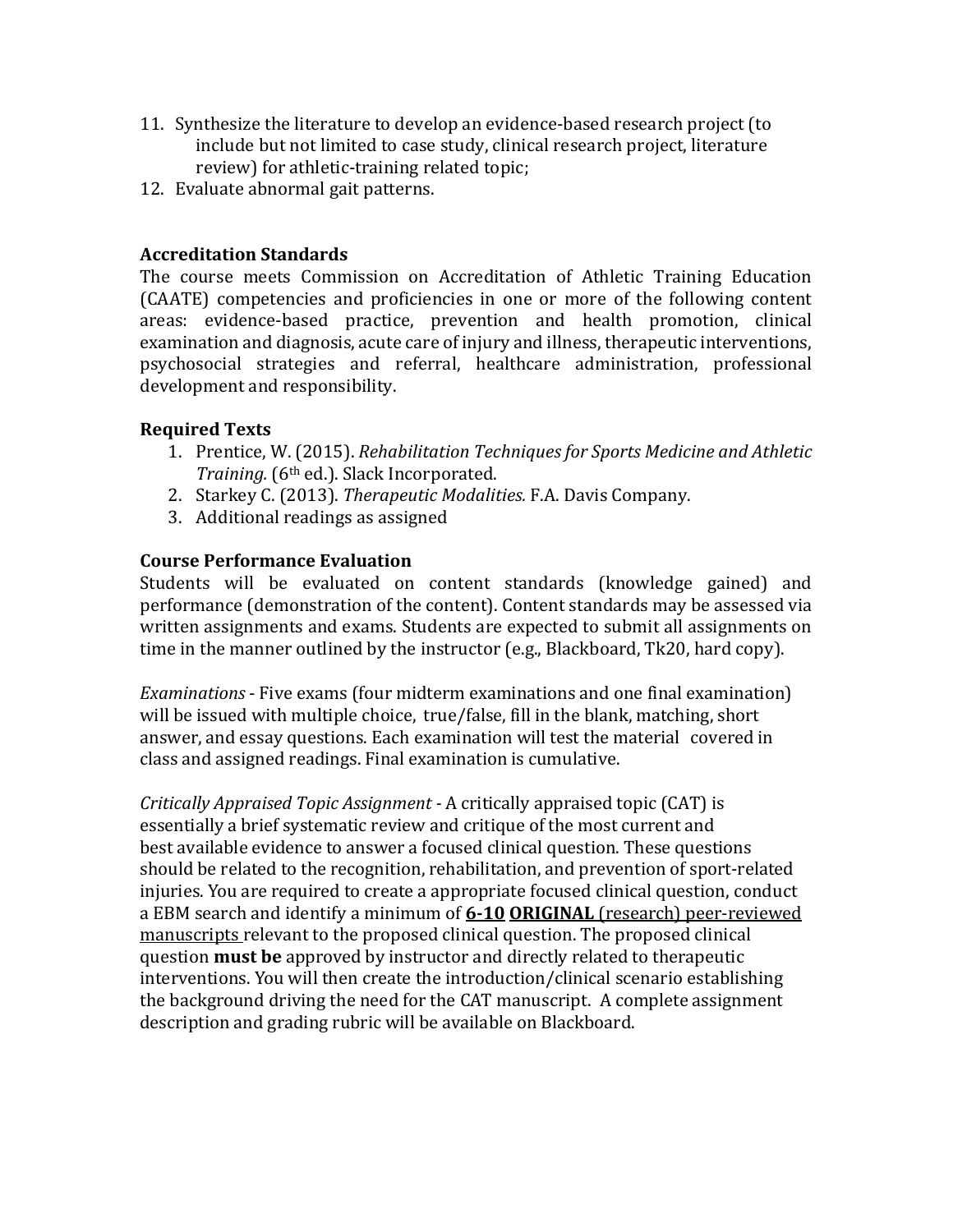11. Synthesize the literature to develop an evidence-based research project (to include but not limited to case study, clinical research project, literature review) for athletic-training related topic;
12. Evaluate abnormal gait patterns.

### Accreditation Standards

The course meets Commission on Accreditation of Athletic Training Education (CAATE) competencies and proficiencies in one or more of the following content areas: evidence-based practice, prevention and health promotion, clinical examination and diagnosis, acute care of injury and illness, therapeutic interventions, psychosocial strategies and referral, healthcare administration, professional development and responsibility.

### Required Texts

1. Prentice, W. (2015). *Rehabilitation Techniques for Sports Medicine and Athletic Training.* (6th ed.). Slack Incorporated.
2. Starkey C. (2013). *Therapeutic Modalities.* F.A. Davis Company.
3. Additional readings as assigned

### Course Performance Evaluation

Students will be evaluated on content standards (knowledge gained) and performance (demonstration of the content). Content standards may be assessed via written assignments and exams. Students are expected to submit all assignments on time in the manner outlined by the instructor (e.g., Blackboard, Tk20, hard copy).

*Examinations* - Five exams (four midterm examinations and one final examination) will be issued with multiple choice, true/false, fill in the blank, matching, short answer, and essay questions. Each examination will test the material covered in class and assigned readings. Final examination is cumulative.

*Critically Appraised Topic Assignment* - A critically appraised topic (CAT) is essentially a brief systematic review and critique of the most current and best available evidence to answer a focused clinical question. These questions should be related to the recognition, rehabilitation, and prevention of sport-related injuries. You are required to create a appropriate focused clinical question, conduct a EBM search and identify a minimum of <u>**6-10**</u> <u>**ORIGINAL** (research) peer-reviewed manuscripts</u> relevant to the proposed clinical question. The proposed clinical question **must be** approved by instructor and directly related to therapeutic interventions. You will then create the introduction/clinical scenario establishing the background driving the need for the CAT manuscript. A complete assignment description and grading rubric will be available on Blackboard.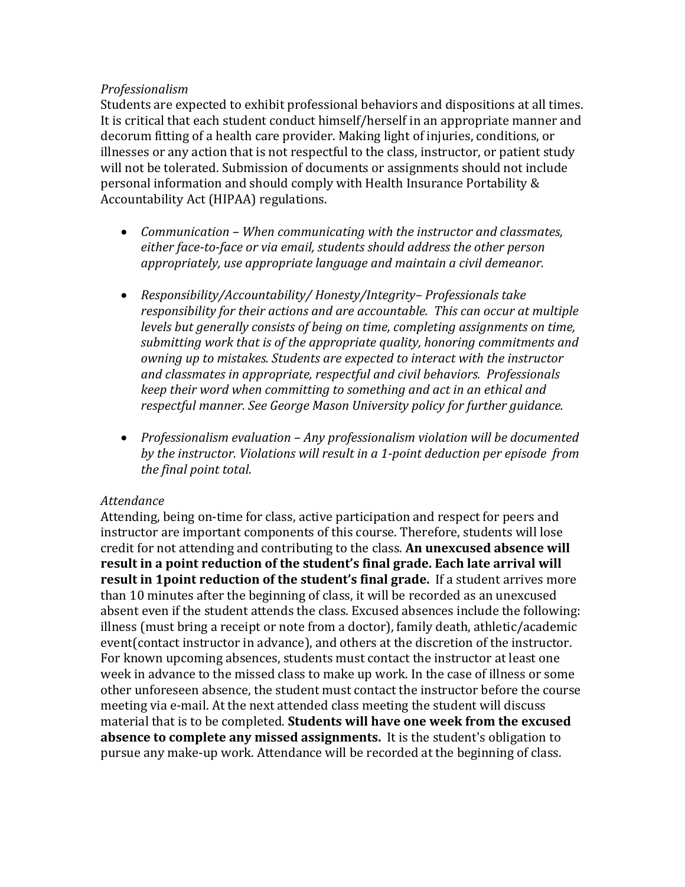*Professionalism*

Students are expected to exhibit professional behaviors and dispositions at all times. It is critical that each student conduct himself/herself in an appropriate manner and decorum fitting of a health care provider. Making light of injuries, conditions, or illnesses or any action that is not respectful to the class, instructor, or patient study will not be tolerated. Submission of documents or assignments should not include personal information and should comply with Health Insurance Portability & Accountability Act (HIPAA) regulations.

- *Communication – When communicating with the instructor and classmates, either face-to-face or via email, students should address the other person appropriately, use appropriate language and maintain a civil demeanor.*

- *Responsibility/Accountability/ Honesty/Integrity– Professionals take responsibility for their actions and are accountable. This can occur at multiple levels but generally consists of being on time, completing assignments on time, submitting work that is of the appropriate quality, honoring commitments and owning up to mistakes. Students are expected to interact with the instructor and classmates in appropriate, respectful and civil behaviors. Professionals keep their word when committing to something and act in an ethical and respectful manner. See George Mason University policy for further guidance.*

- *Professionalism evaluation – Any professionalism violation will be documented by the instructor. Violations will result in a 1-point deduction per episode from the final point total.*

*Attendance*

Attending, being on-time for class, active participation and respect for peers and instructor are important components of this course. Therefore, students will lose credit for not attending and contributing to the class. **An unexcused absence will result in a point reduction of the student's final grade. Each late arrival will result in 1point reduction of the student's final grade.** If a student arrives more than 10 minutes after the beginning of class, it will be recorded as an unexcused absent even if the student attends the class. Excused absences include the following: illness (must bring a receipt or note from a doctor), family death, athletic/academic event(contact instructor in advance), and others at the discretion of the instructor. For known upcoming absences, students must contact the instructor at least one week in advance to the missed class to make up work. In the case of illness or some other unforeseen absence, the student must contact the instructor before the course meeting via e-mail. At the next attended class meeting the student will discuss material that is to be completed. **Students will have one week from the excused absence to complete any missed assignments.** It is the student's obligation to pursue any make-up work. Attendance will be recorded at the beginning of class.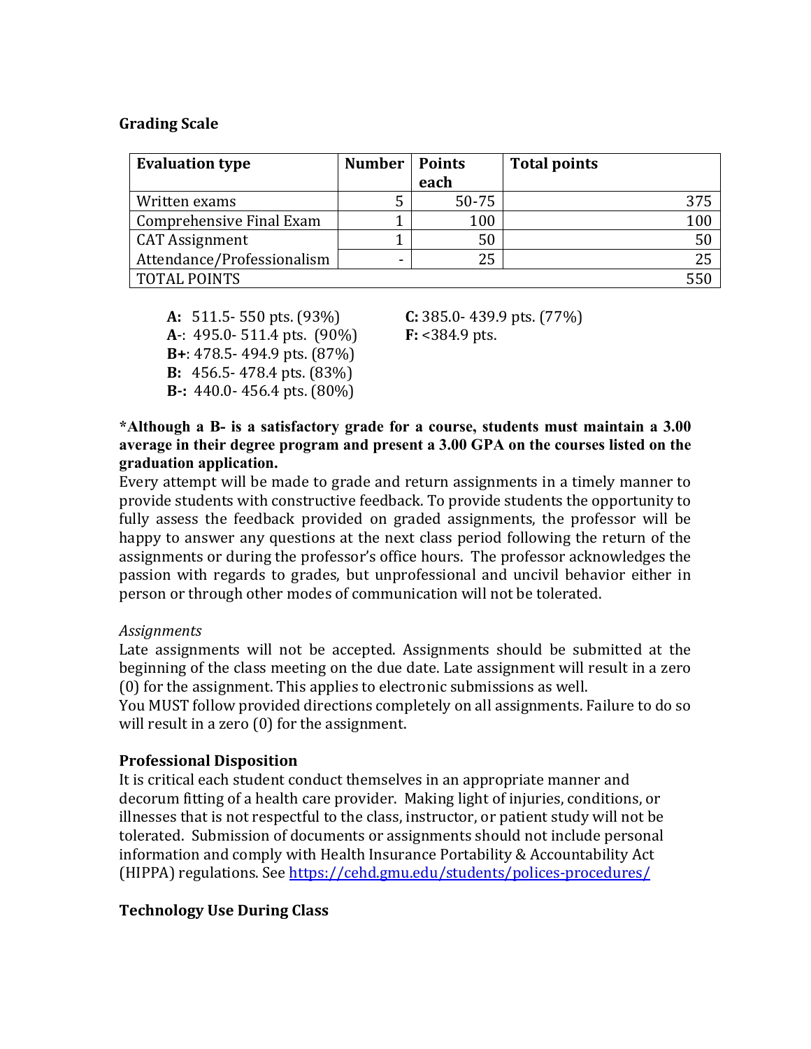**Grading Scale**

| Evaluation type | Number | Points each | Total points |
|---|---|---|---|
| Written exams | 5 | 50-75 | 375 |
| Comprehensive Final Exam | 1 | 100 | 100 |
| CAT Assignment | 1 | 50 | 50 |
| Attendance/Professionalism | - | 25 | 25 |
| TOTAL POINTS | | | 550 |

**A:** 511.5- 550 pts. (93%)
**A-**: 495.0- 511.4 pts. (90%)
**B+**: 478.5- 494.9 pts. (87%)
**B:** 456.5- 478.4 pts. (83%)
**B-:** 440.0- 456.4 pts. (80%)
**C:** 385.0- 439.9 pts. (77%)
**F:** <384.9 pts.

**\*Although a B- is a satisfactory grade for a course, students must maintain a 3.00 average in their degree program and present a 3.00 GPA on the courses listed on the graduation application.**

Every attempt will be made to grade and return assignments in a timely manner to provide students with constructive feedback. To provide students the opportunity to fully assess the feedback provided on graded assignments, the professor will be happy to answer any questions at the next class period following the return of the assignments or during the professor's office hours. The professor acknowledges the passion with regards to grades, but unprofessional and uncivil behavior either in person or through other modes of communication will not be tolerated.

*Assignments*

Late assignments will not be accepted. Assignments should be submitted at the beginning of the class meeting on the due date. Late assignment will result in a zero (0) for the assignment. This applies to electronic submissions as well.
You MUST follow provided directions completely on all assignments. Failure to do so will result in a zero (0) for the assignment.

**Professional Disposition**

It is critical each student conduct themselves in an appropriate manner and decorum fitting of a health care provider. Making light of injuries, conditions, or illnesses that is not respectful to the class, instructor, or patient study will not be tolerated. Submission of documents or assignments should not include personal information and comply with Health Insurance Portability & Accountability Act (HIPPA) regulations. See https://cehd.gmu.edu/students/polices-procedures/

**Technology Use During Class**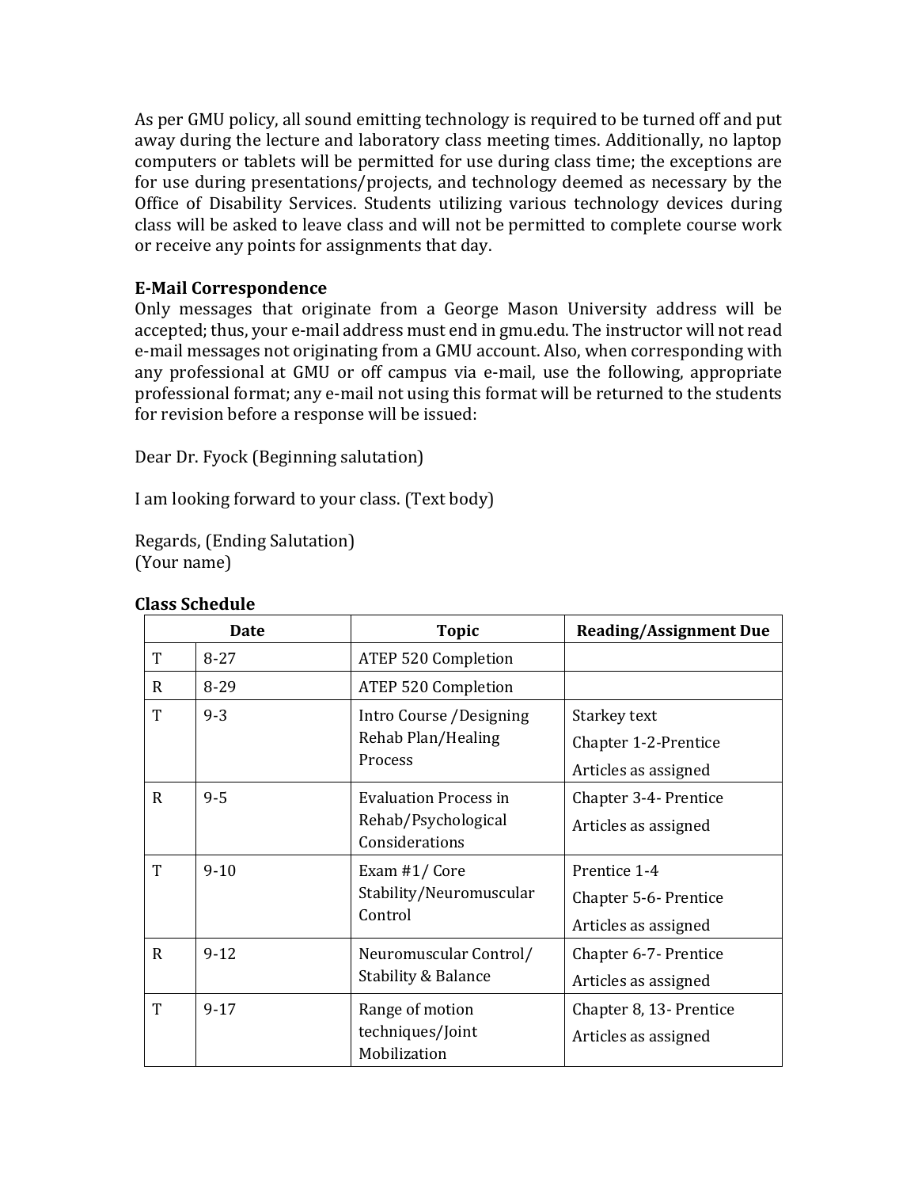As per GMU policy, all sound emitting technology is required to be turned off and put away during the lecture and laboratory class meeting times. Additionally, no laptop computers or tablets will be permitted for use during class time; the exceptions are for use during presentations/projects, and technology deemed as necessary by the Office of Disability Services. Students utilizing various technology devices during class will be asked to leave class and will not be permitted to complete course work or receive any points for assignments that day.

**E-Mail Correspondence**
Only messages that originate from a George Mason University address will be accepted; thus, your e-mail address must end in gmu.edu. The instructor will not read e-mail messages not originating from a GMU account. Also, when corresponding with any professional at GMU or off campus via e-mail, use the following, appropriate professional format; any e-mail not using this format will be returned to the students for revision before a response will be issued:

Dear Dr. Fyock (Beginning salutation)

I am looking forward to your class. (Text body)

Regards, (Ending Salutation)
(Your name)

**Class Schedule**

| Date | | Topic | Reading/Assignment Due |
|---|---|---|---|
| T | 8-27 | ATEP 520 Completion | |
| R | 8-29 | ATEP 520 Completion | |
| T | 9-3 | Intro Course /Designing Rehab Plan/Healing Process | Starkey text<br>Chapter 1-2-Prentice<br>Articles as assigned |
| R | 9-5 | Evaluation Process in Rehab/Psychological Considerations | Chapter 3-4- Prentice<br>Articles as assigned |
| T | 9-10 | Exam #1/ Core Stability/Neuromuscular Control | Prentice 1-4<br>Chapter 5-6- Prentice<br>Articles as assigned |
| R | 9-12 | Neuromuscular Control/ Stability & Balance | Chapter 6-7- Prentice<br>Articles as assigned |
| T | 9-17 | Range of motion techniques/Joint Mobilization | Chapter 8, 13- Prentice<br>Articles as assigned |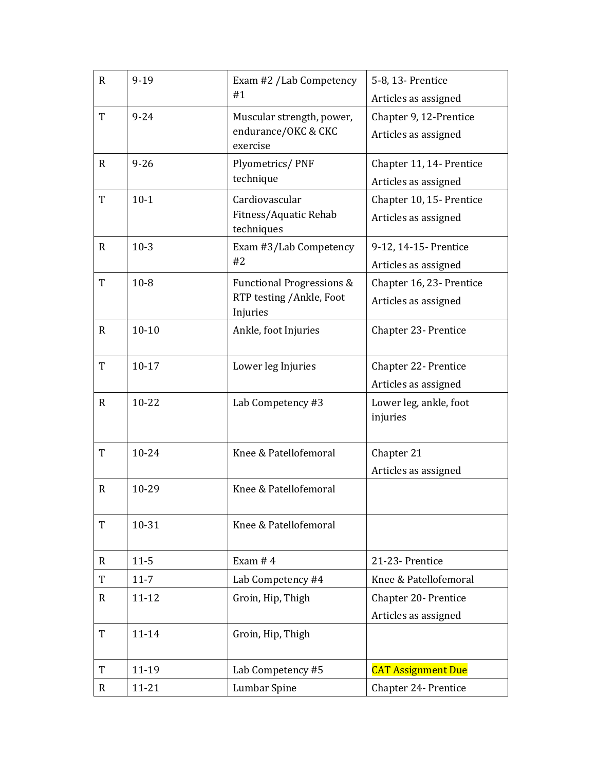| R | 9-19 | Exam #2 /Lab Competency #1 | 5-8, 13- Prentice<br>Articles as assigned |
|---|---|---|---|
| T | 9-24 | Muscular strength, power, endurance/OKC & CKC exercise | Chapter 9, 12-Prentice<br>Articles as assigned |
| R | 9-26 | Plyometrics/ PNF technique | Chapter 11, 14- Prentice<br>Articles as assigned |
| T | 10-1 | Cardiovascular Fitness/Aquatic Rehab techniques | Chapter 10, 15- Prentice<br>Articles as assigned |
| R | 10-3 | Exam #3/Lab Competency #2 | 9-12, 14-15- Prentice<br>Articles as assigned |
| T | 10-8 | Functional Progressions & RTP testing /Ankle, Foot Injuries | Chapter 16, 23- Prentice<br>Articles as assigned |
| R | 10-10 | Ankle, foot Injuries | Chapter 23- Prentice |
| T | 10-17 | Lower leg Injuries | Chapter 22- Prentice<br>Articles as assigned |
| R | 10-22 | Lab Competency #3 | Lower leg, ankle, foot injuries |
| T | 10-24 | Knee & Patellofemoral | Chapter 21<br>Articles as assigned |
| R | 10-29 | Knee & Patellofemoral | |
| T | 10-31 | Knee & Patellofemoral | |
| R | 11-5 | Exam # 4 | 21-23- Prentice |
| T | 11-7 | Lab Competency #4 | Knee & Patellofemoral |
| R | 11-12 | Groin, Hip, Thigh | Chapter 20- Prentice<br>Articles as assigned |
| T | 11-14 | Groin, Hip, Thigh | |
| T | 11-19 | Lab Competency #5 | CAT Assignment Due |
| R | 11-21 | Lumbar Spine | Chapter 24- Prentice |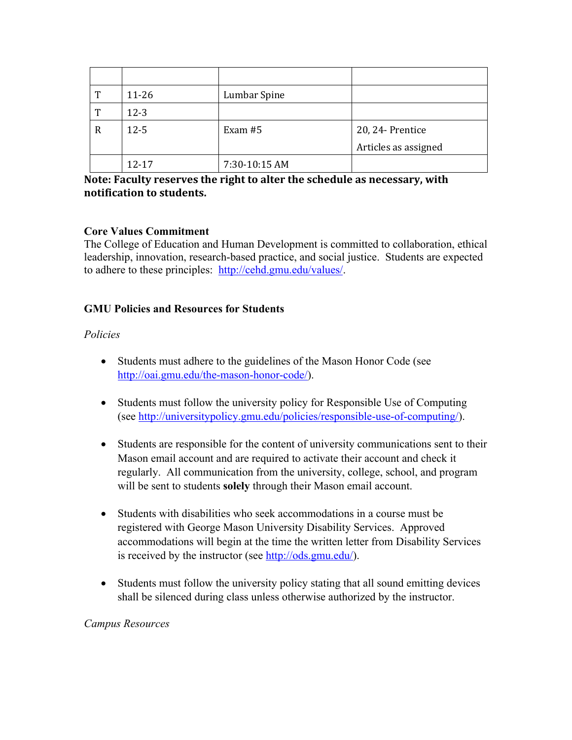| | | | |
|---|---|---|---|
| T | 11-26 | Lumbar Spine | |
| T | 12-3 | | |
| R | 12-5 | Exam #5 | 20, 24- Prentice<br>Articles as assigned |
| | 12-17 | 7:30-10:15 AM | |

**Note: Faculty reserves the right to alter the schedule as necessary, with notification to students.**

**Core Values Commitment**

The College of Education and Human Development is committed to collaboration, ethical leadership, innovation, research-based practice, and social justice. Students are expected to adhere to these principles: http://cehd.gmu.edu/values/.

**GMU Policies and Resources for Students**

*Policies*

- Students must adhere to the guidelines of the Mason Honor Code (see http://oai.gmu.edu/the-mason-honor-code/).
- Students must follow the university policy for Responsible Use of Computing (see http://universitypolicy.gmu.edu/policies/responsible-use-of-computing/).
- Students are responsible for the content of university communications sent to their Mason email account and are required to activate their account and check it regularly. All communication from the university, college, school, and program will be sent to students **solely** through their Mason email account.
- Students with disabilities who seek accommodations in a course must be registered with George Mason University Disability Services. Approved accommodations will begin at the time the written letter from Disability Services is received by the instructor (see http://ods.gmu.edu/).
- Students must follow the university policy stating that all sound emitting devices shall be silenced during class unless otherwise authorized by the instructor.

*Campus Resources*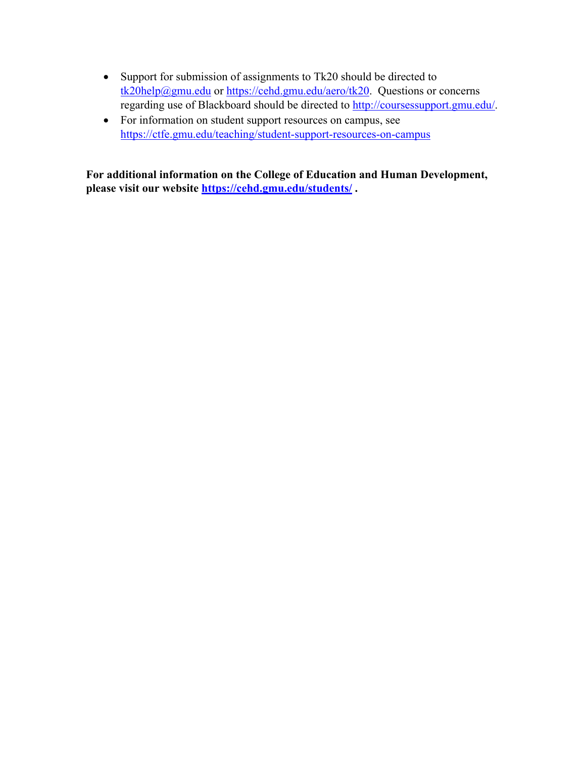- Support for submission of assignments to Tk20 should be directed to tk20help@gmu.edu or https://cehd.gmu.edu/aero/tk20. Questions or concerns regarding use of Blackboard should be directed to http://coursessupport.gmu.edu/.
- For information on student support resources on campus, see https://ctfe.gmu.edu/teaching/student-support-resources-on-campus

**For additional information on the College of Education and Human Development, please visit our website https://cehd.gmu.edu/students/ .**